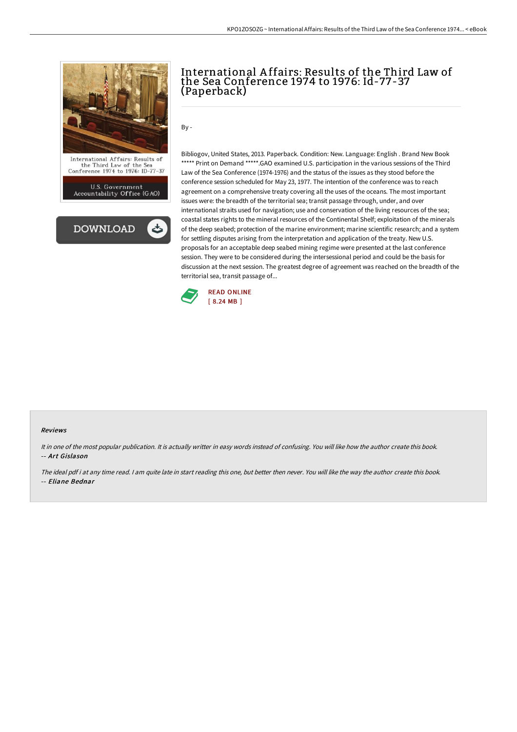# International Affairs: Results of the Third Law of the Sea Conference 1974 to 1976: Id-77-37 (Paperback)

By -

Bibliogov, United States, 2013. Paperback. Condition: New. Language: English . Brand New Book ***** Print on Demand *****.GAO examined U.S. participation in the various sessions of the Third Law of the Sea Conference (1974-1976) and the status of the issues as they stood before the conference session scheduled for May 23, 1977. The intention of the conference was to reach agreement on a comprehensive treaty covering all the uses of the oceans. The most important issues were: the breadth of the territorial sea; transit passage through, under, and over international straits used for navigation; use and conservation of the living resources of the sea; coastal states rights to the mineral resources of the Continental Shelf; exploitation of the minerals of the deep seabed; protection of the marine environment; marine scientific research; and a system for settling disputes arising from the interpretation and application of the treaty. New U.S. proposals for an acceptable deep seabed mining regime were presented at the last conference session. They were to be considered during the intersessional period and could be the basis for discussion at the next session. The greatest degree of agreement was reached on the breadth of the territorial sea, transit passage of...

READ ONLINE
[ 8.24 MB ]

#### Reviews

*It in one of the most popular publication. It is actually writter in easy words instead of confusing. You will like how the author create this book.*
-- ***Art Gislason***

*The ideal pdf i at any time read. I am quite late in start reading this one, but better then never. You will like the way the author create this book.*
-- ***Eliane Bednar***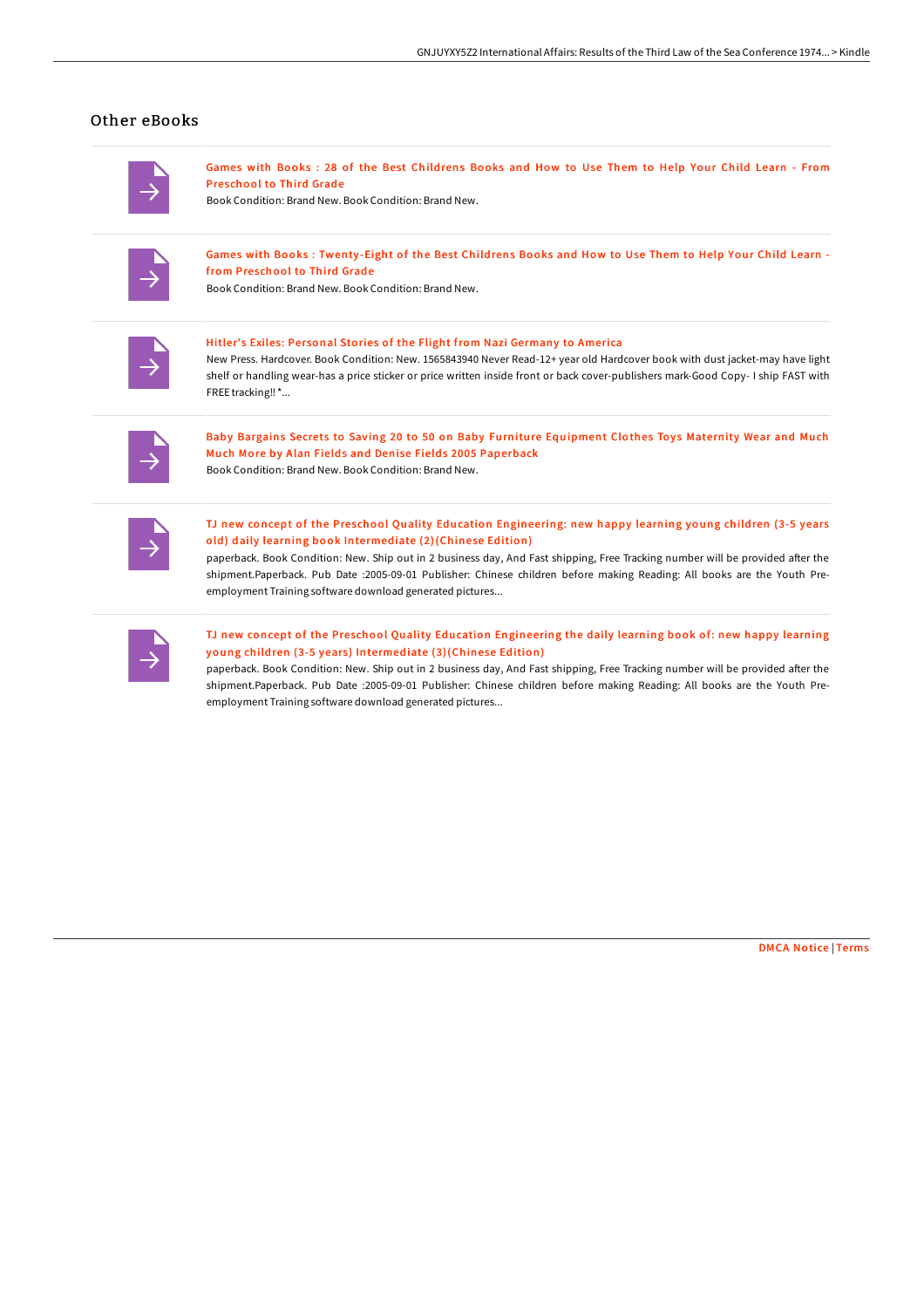## Other eBooks

**Games with Books : 28 of the Best Childrens Books and How to Use Them to Help Your Child Learn - From Preschool to Third Grade**

Book Condition: Brand New. Book Condition: Brand New.

**Games with Books : Twenty-Eight of the Best Childrens Books and How to Use Them to Help Your Child Learn - from Preschool to Third Grade**

Book Condition: Brand New. Book Condition: Brand New.

**Hitler's Exiles: Personal Stories of the Flight from Nazi Germany to America**

New Press. Hardcover. Book Condition: New. 1565843940 Never Read-12+ year old Hardcover book with dust jacket-may have light shelf or handling wear-has a price sticker or price written inside front or back cover-publishers mark-Good Copy- I ship FAST with FREE tracking!! *...

**Baby Bargains Secrets to Saving 20 to 50 on Baby Furniture Equipment Clothes Toys Maternity Wear and Much Much More by Alan Fields and Denise Fields 2005 Paperback**

Book Condition: Brand New. Book Condition: Brand New.

**TJ new concept of the Preschool Quality Education Engineering: new happy learning young children (3-5 years old) daily learning book Intermediate (2)(Chinese Edition)**

paperback. Book Condition: New. Ship out in 2 business day, And Fast shipping, Free Tracking number will be provided after the shipment.Paperback. Pub Date :2005-09-01 Publisher: Chinese children before making Reading: All books are the Youth Pre-employment Training software download generated pictures...

**TJ new concept of the Preschool Quality Education Engineering the daily learning book of: new happy learning young children (3-5 years) Intermediate (3)(Chinese Edition)**

paperback. Book Condition: New. Ship out in 2 business day, And Fast shipping, Free Tracking number will be provided after the shipment.Paperback. Pub Date :2005-09-01 Publisher: Chinese children before making Reading: All books are the Youth Pre-employment Training software download generated pictures...